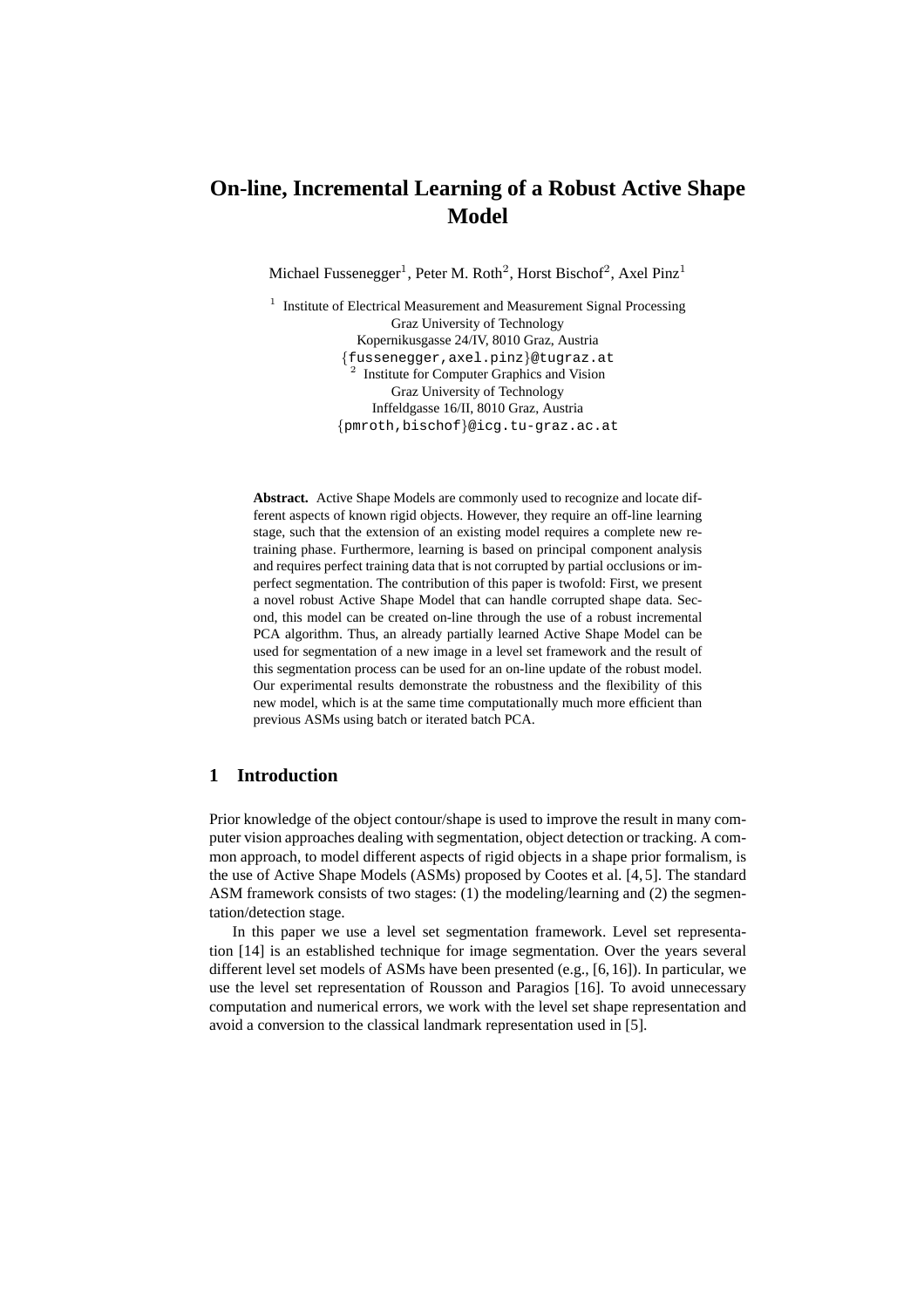# On-line, Incremental Learning of a Robust Active Shape Model

Michael Fussenegger[1], Peter M. Roth[2], Horst Bischof[2], Axel Pinz[1]

[1] Institute of Electrical Measurement and Measurement Signal Processing
Graz University of Technology
Kopernikusgasse 24/IV, 8010 Graz, Austria
{fussenegger,axel.pinz}@tugraz.at

[2] Institute for Computer Graphics and Vision
Graz University of Technology
Inffeldgasse 16/II, 8010 Graz, Austria
{pmroth,bischof}@icg.tu-graz.ac.at

**Abstract.** Active Shape Models are commonly used to recognize and locate different aspects of known rigid objects. However, they require an off-line learning stage, such that the extension of an existing model requires a complete new retraining phase. Furthermore, learning is based on principal component analysis and requires perfect training data that is not corrupted by partial occlusions or imperfect segmentation. The contribution of this paper is twofold: First, we present a novel robust Active Shape Model that can handle corrupted shape data. Second, this model can be created on-line through the use of a robust incremental PCA algorithm. Thus, an already partially learned Active Shape Model can be used for segmentation of a new image in a level set framework and the result of this segmentation process can be used for an on-line update of the robust model. Our experimental results demonstrate the robustness and the flexibility of this new model, which is at the same time computationally much more efficient than previous ASMs using batch or iterated batch PCA.

## 1 Introduction

Prior knowledge of the object contour/shape is used to improve the result in many computer vision approaches dealing with segmentation, object detection or tracking. A common approach, to model different aspects of rigid objects in a shape prior formalism, is the use of Active Shape Models (ASMs) proposed by Cootes et al. [4, 5]. The standard ASM framework consists of two stages: (1) the modeling/learning and (2) the segmentation/detection stage.

In this paper we use a level set segmentation framework. Level set representation [14] is an established technique for image segmentation. Over the years several different level set models of ASMs have been presented (e.g., [6, 16]). In particular, we use the level set representation of Rousson and Paragios [16]. To avoid unnecessary computation and numerical errors, we work with the level set shape representation and avoid a conversion to the classical landmark representation used in [5].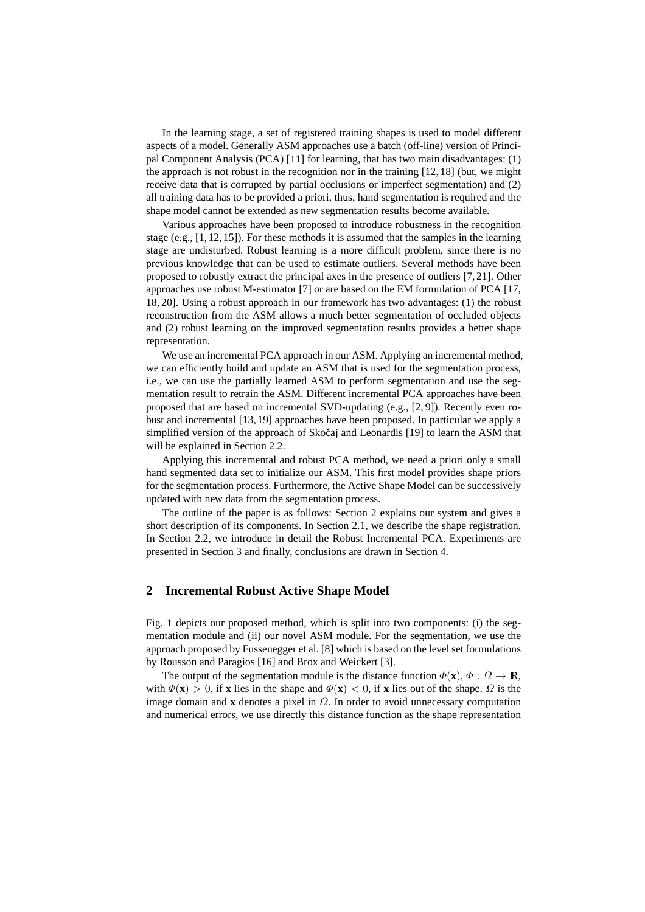In the learning stage, a set of registered training shapes is used to model different aspects of a model. Generally ASM approaches use a batch (off-line) version of Principal Component Analysis (PCA) [11] for learning, that has two main disadvantages: (1) the approach is not robust in the recognition nor in the training [12, 18] (but, we might receive data that is corrupted by partial occlusions or imperfect segmentation) and (2) all training data has to be provided a priori, thus, hand segmentation is required and the shape model cannot be extended as new segmentation results become available.

Various approaches have been proposed to introduce robustness in the recognition stage (e.g., [1, 12, 15]). For these methods it is assumed that the samples in the learning stage are undisturbed. Robust learning is a more difficult problem, since there is no previous knowledge that can be used to estimate outliers. Several methods have been proposed to robustly extract the principal axes in the presence of outliers [7, 21]. Other approaches use robust M-estimator [7] or are based on the EM formulation of PCA [17, 18, 20]. Using a robust approach in our framework has two advantages: (1) the robust reconstruction from the ASM allows a much better segmentation of occluded objects and (2) robust learning on the improved segmentation results provides a better shape representation.

We use an incremental PCA approach in our ASM. Applying an incremental method, we can efficiently build and update an ASM that is used for the segmentation process, i.e., we can use the partially learned ASM to perform segmentation and use the segmentation result to retrain the ASM. Different incremental PCA approaches have been proposed that are based on incremental SVD-updating (e.g., [2, 9]). Recently even robust and incremental [13, 19] approaches have been proposed. In particular we apply a simplified version of the approach of Skočaj and Leonardis [19] to learn the ASM that will be explained in Section 2.2.

Applying this incremental and robust PCA method, we need a priori only a small hand segmented data set to initialize our ASM. This first model provides shape priors for the segmentation process. Furthermore, the Active Shape Model can be successively updated with new data from the segmentation process.

The outline of the paper is as follows: Section 2 explains our system and gives a short description of its components. In Section 2.1, we describe the shape registration. In Section 2.2, we introduce in detail the Robust Incremental PCA. Experiments are presented in Section 3 and finally, conclusions are drawn in Section 4.

## 2 Incremental Robust Active Shape Model

Fig. 1 depicts our proposed method, which is split into two components: (i) the segmentation module and (ii) our novel ASM module. For the segmentation, we use the approach proposed by Fussenegger et al. [8] which is based on the level set formulations by Rousson and Paragios [16] and Brox and Weickert [3].

The output of the segmentation module is the distance function $\Phi(\mathbf{x})$, $\Phi : \Omega \rightarrow \mathbb{R}$, with $\Phi(\mathbf{x}) > 0$, if $\mathbf{x}$ lies in the shape and $\Phi(\mathbf{x}) < 0$, if $\mathbf{x}$ lies out of the shape. $\Omega$ is the image domain and $\mathbf{x}$ denotes a pixel in $\Omega$. In order to avoid unnecessary computation and numerical errors, we use directly this distance function as the shape representation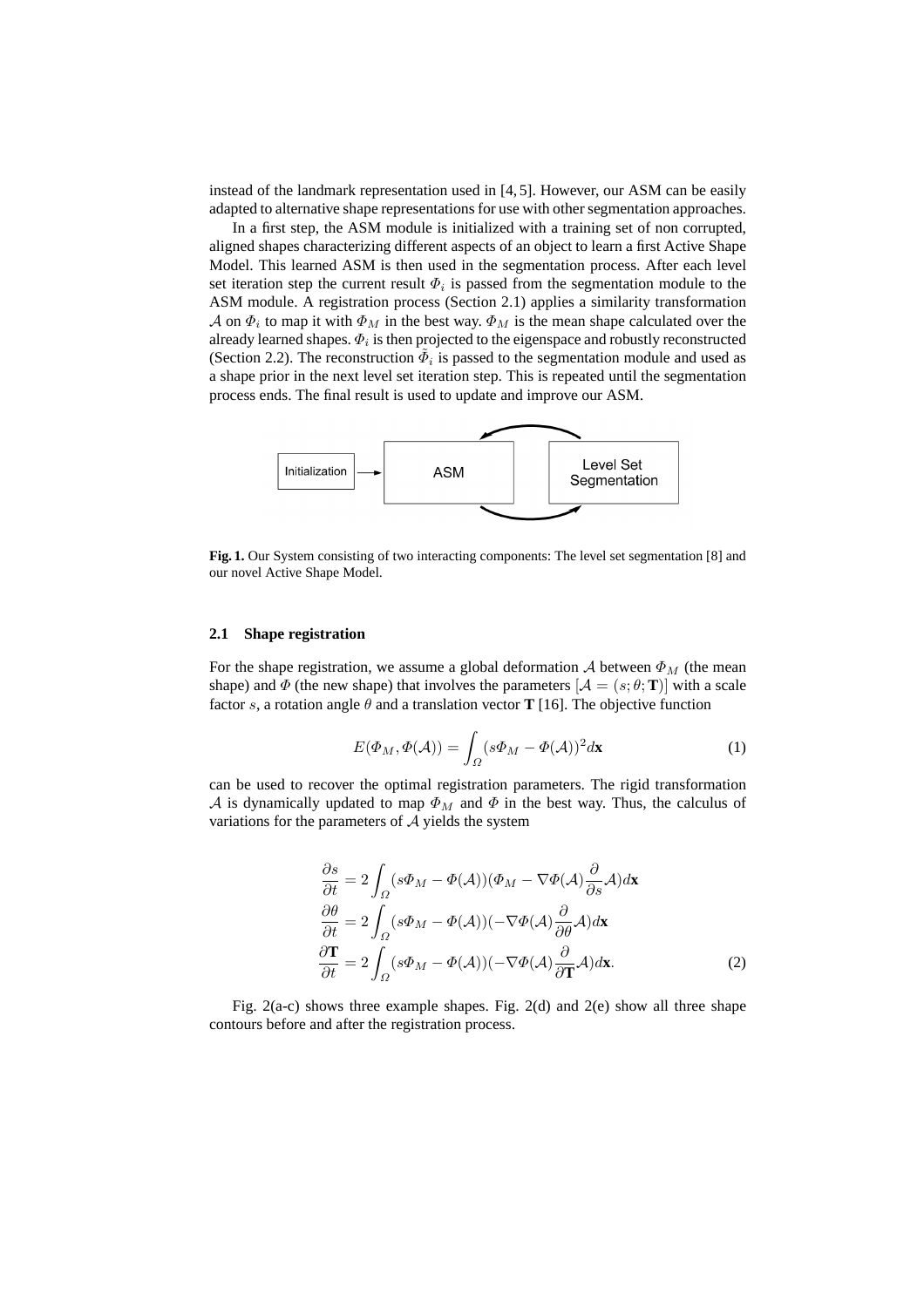instead of the landmark representation used in [4, 5]. However, our ASM can be easily adapted to alternative shape representations for use with other segmentation approaches.

In a first step, the ASM module is initialized with a training set of non corrupted, aligned shapes characterizing different aspects of an object to learn a first Active Shape Model. This learned ASM is then used in the segmentation process. After each level set iteration step the current result $\Phi_i$ is passed from the segmentation module to the ASM module. A registration process (Section 2.1) applies a similarity transformation $\mathcal{A}$ on $\Phi_i$ to map it with $\Phi_M$ in the best way. $\Phi_M$ is the mean shape calculated over the already learned shapes. $\Phi_i$ is then projected to the eigenspace and robustly reconstructed (Section 2.2). The reconstruction $\tilde{\Phi}_i$ is passed to the segmentation module and used as a shape prior in the next level set iteration step. This is repeated until the segmentation process ends. The final result is used to update and improve our ASM.

Initialization → ASM ⇄ Level Set Segmentation

**Fig. 1.** Our System consisting of two interacting components: The level set segmentation [8] and our novel Active Shape Model.

### 2.1 Shape registration

For the shape registration, we assume a global deformation $\mathcal{A}$ between $\Phi_M$ (the mean shape) and $\Phi$ (the new shape) that involves the parameters $[\mathcal{A} = (s; \theta; \mathbf{T})]$ with a scale factor $s$, a rotation angle $\theta$ and a translation vector $\mathbf{T}$ [16]. The objective function

$$E(\Phi_M, \Phi(\mathcal{A})) = \int_{\Omega} (s\Phi_M - \Phi(\mathcal{A}))^2 d\mathbf{x} \tag{1}$$

can be used to recover the optimal registration parameters. The rigid transformation $\mathcal{A}$ is dynamically updated to map $\Phi_M$ and $\Phi$ in the best way. Thus, the calculus of variations for the parameters of $\mathcal{A}$ yields the system

$$\begin{aligned}
\frac{\partial s}{\partial t} &= 2 \int_{\Omega} (s\Phi_M - \Phi(\mathcal{A}))(\Phi_M - \nabla\Phi(\mathcal{A}) \frac{\partial}{\partial s} \mathcal{A}) d\mathbf{x} \\
\frac{\partial \theta}{\partial t} &= 2 \int_{\Omega} (s\Phi_M - \Phi(\mathcal{A}))(-\nabla\Phi(\mathcal{A}) \frac{\partial}{\partial \theta} \mathcal{A}) d\mathbf{x} \\
\frac{\partial \mathbf{T}}{\partial t} &= 2 \int_{\Omega} (s\Phi_M - \Phi(\mathcal{A}))(-\nabla\Phi(\mathcal{A}) \frac{\partial}{\partial \mathbf{T}} \mathcal{A}) d\mathbf{x}.
\end{aligned} \tag{2}$$

Fig. 2(a-c) shows three example shapes. Fig. 2(d) and 2(e) show all three shape contours before and after the registration process.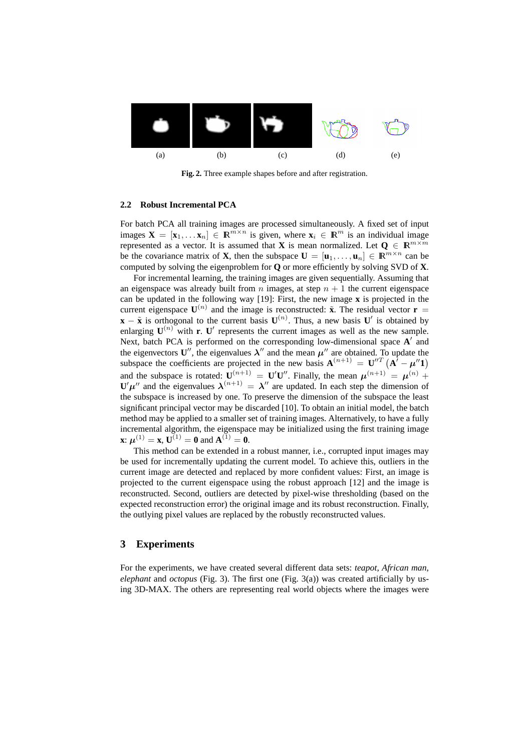(a) (b) (c) (d) (e)

**Fig. 2.** Three example shapes before and after registration.

### 2.2 Robust Incremental PCA

For batch PCA all training images are processed simultaneously. A fixed set of input images $\mathbf{X} = [\mathbf{x}_1, \ldots \mathbf{x}_n] \in \mathbb{R}^{m \times n}$ is given, where $\mathbf{x}_i \in \mathbb{R}^m$ is an individual image represented as a vector. It is assumed that $\mathbf{X}$ is mean normalized. Let $\mathbf{Q} \in \mathbb{R}^{m \times m}$ be the covariance matrix of $\mathbf{X}$, then the subspace $\mathbf{U} = [\mathbf{u}_1, \ldots, \mathbf{u}_n] \in \mathbb{R}^{m \times n}$ can be computed by solving the eigenproblem for $\mathbf{Q}$ or more efficiently by solving SVD of $\mathbf{X}$.

For incremental learning, the training images are given sequentially. Assuming that an eigenspace was already built from $n$ images, at step $n+1$ the current eigenspace can be updated in the following way [19]: First, the new image $\mathbf{x}$ is projected in the current eigenspace $\mathbf{U}^{(n)}$ and the image is reconstructed: $\tilde{\mathbf{x}}$. The residual vector $\mathbf{r} = \mathbf{x} - \tilde{\mathbf{x}}$ is orthogonal to the current basis $\mathbf{U}^{(n)}$. Thus, a new basis $\mathbf{U}'$ is obtained by enlarging $\mathbf{U}^{(n)}$ with $\mathbf{r}$. $\mathbf{U}'$ represents the current images as well as the new sample. Next, batch PCA is performed on the corresponding low-dimensional space $\mathbf{A}'$ and the eigenvectors $\mathbf{U}''$, the eigenvalues $\boldsymbol{\lambda}''$ and the mean $\boldsymbol{\mu}''$ are obtained. To update the subspace the coefficients are projected in the new basis $\mathbf{A}^{(n+1)} = \mathbf{U}''^T \left(\mathbf{A}' - \boldsymbol{\mu}''\mathbf{1}\right)$ and the subspace is rotated: $\mathbf{U}^{(n+1)} = \mathbf{U}'\mathbf{U}''$. Finally, the mean $\boldsymbol{\mu}^{(n+1)} = \boldsymbol{\mu}^{(n)} + \mathbf{U}'\boldsymbol{\mu}''$ and the eigenvalues $\boldsymbol{\lambda}^{(n+1)} = \boldsymbol{\lambda}''$ are updated. In each step the dimension of the subspace is increased by one. To preserve the dimension of the subspace the least significant principal vector may be discarded [10]. To obtain an initial model, the batch method may be applied to a smaller set of training images. Alternatively, to have a fully incremental algorithm, the eigenspace may be initialized using the first training image $\mathbf{x}$: $\boldsymbol{\mu}^{(1)} = \mathbf{x}$, $\mathbf{U}^{(1)} = \mathbf{0}$ and $\mathbf{A}^{(1)} = \mathbf{0}$.

This method can be extended in a robust manner, i.e., corrupted input images may be used for incrementally updating the current model. To achieve this, outliers in the current image are detected and replaced by more confident values: First, an image is projected to the current eigenspace using the robust approach [12] and the image is reconstructed. Second, outliers are detected by pixel-wise thresholding (based on the expected reconstruction error) the original image and its robust reconstruction. Finally, the outlying pixel values are replaced by the robustly reconstructed values.

## 3 Experiments

For the experiments, we have created several different data sets: *teapot*, *African man*, *elephant* and *octopus* (Fig. 3). The first one (Fig. 3(a)) was created artificially by using 3D-MAX. The others are representing real world objects where the images were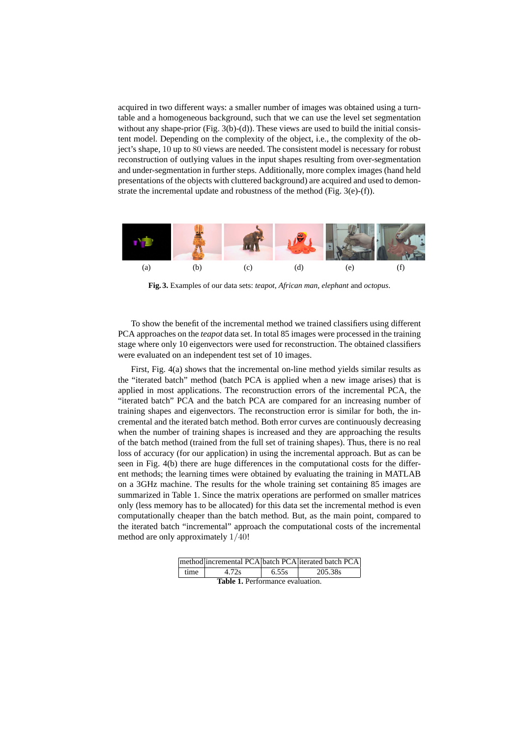acquired in two different ways: a smaller number of images was obtained using a turntable and a homogeneous background, such that we can use the level set segmentation without any shape-prior (Fig. 3(b)-(d)). These views are used to build the initial consistent model. Depending on the complexity of the object, i.e., the complexity of the object's shape, $10$ up to $80$ views are needed. The consistent model is necessary for robust reconstruction of outlying values in the input shapes resulting from over-segmentation and under-segmentation in further steps. Additionally, more complex images (hand held presentations of the objects with cluttered background) are acquired and used to demonstrate the incremental update and robustness of the method (Fig. 3(e)-(f)).

(a) (b) (c) (d) (e) (f)

**Fig. 3.** Examples of our data sets: *teapot*, *African man*, *elephant* and *octopus*.

To show the benefit of the incremental method we trained classifiers using different PCA approaches on the *teapot* data set. In total 85 images were processed in the training stage where only 10 eigenvectors were used for reconstruction. The obtained classifiers were evaluated on an independent test set of 10 images.

First, Fig. 4(a) shows that the incremental on-line method yields similar results as the "iterated batch" method (batch PCA is applied when a new image arises) that is applied in most applications. The reconstruction errors of the incremental PCA, the "iterated batch" PCA and the batch PCA are compared for an increasing number of training shapes and eigenvectors. The reconstruction error is similar for both, the incremental and the iterated batch method. Both error curves are continuously decreasing when the number of training shapes is increased and they are approaching the results of the batch method (trained from the full set of training shapes). Thus, there is no real loss of accuracy (for our application) in using the incremental approach. But as can be seen in Fig. 4(b) there are huge differences in the computational costs for the different methods; the learning times were obtained by evaluating the training in MATLAB on a 3GHz machine. The results for the whole training set containing 85 images are summarized in Table 1. Since the matrix operations are performed on smaller matrices only (less memory has to be allocated) for this data set the incremental method is even computationally cheaper than the batch method. But, as the main point, compared to the iterated batch "incremental" approach the computational costs of the incremental method are only approximately $1/40$!

| method | incremental PCA | batch PCA | iterated batch PCA |
|---|---|---|---|
| time | 4.72s | 6.55s | 205.38s |

**Table 1.** Performance evaluation.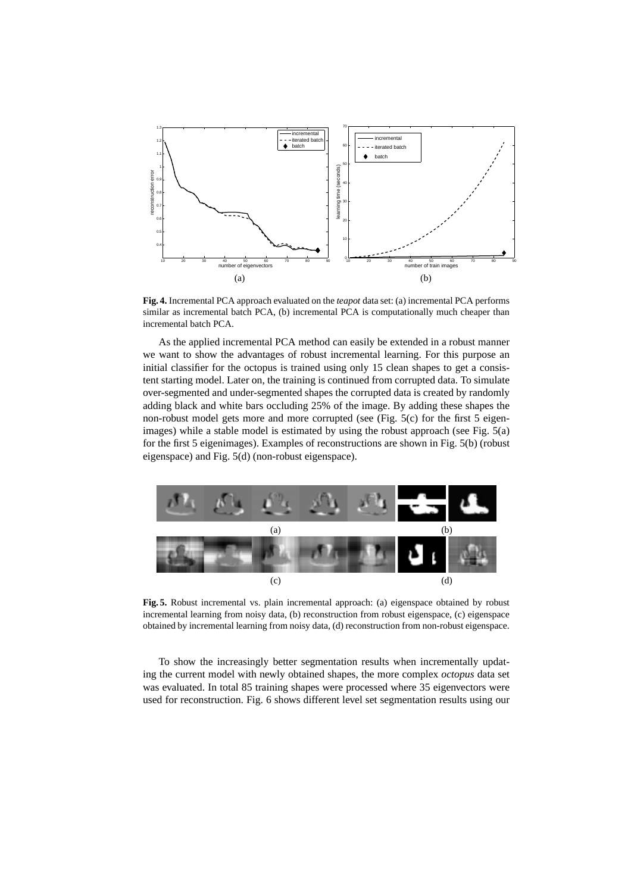**Fig. 4.** Incremental PCA approach evaluated on the *teapot* data set: (a) incremental PCA performs similar as incremental batch PCA, (b) incremental PCA is computationally much cheaper than incremental batch PCA.

As the applied incremental PCA method can easily be extended in a robust manner we want to show the advantages of robust incremental learning. For this purpose an initial classifier for the octopus is trained using only 15 clean shapes to get a consistent starting model. Later on, the training is continued from corrupted data. To simulate over-segmented and under-segmented shapes the corrupted data is created by randomly adding black and white bars occluding 25% of the image. By adding these shapes the non-robust model gets more and more corrupted (see (Fig. 5(c) for the first 5 eigenimages) while a stable model is estimated by using the robust approach (see Fig. 5(a) for the first 5 eigenimages). Examples of reconstructions are shown in Fig. 5(b) (robust eigenspace) and Fig. 5(d) (non-robust eigenspace).

**Fig. 5.** Robust incremental vs. plain incremental approach: (a) eigenspace obtained by robust incremental learning from noisy data, (b) reconstruction from robust eigenspace, (c) eigenspace obtained by incremental learning from noisy data, (d) reconstruction from non-robust eigenspace.

To show the increasingly better segmentation results when incrementally updating the current model with newly obtained shapes, the more complex *octopus* data set was evaluated. In total 85 training shapes were processed where 35 eigenvectors were used for reconstruction. Fig. 6 shows different level set segmentation results using our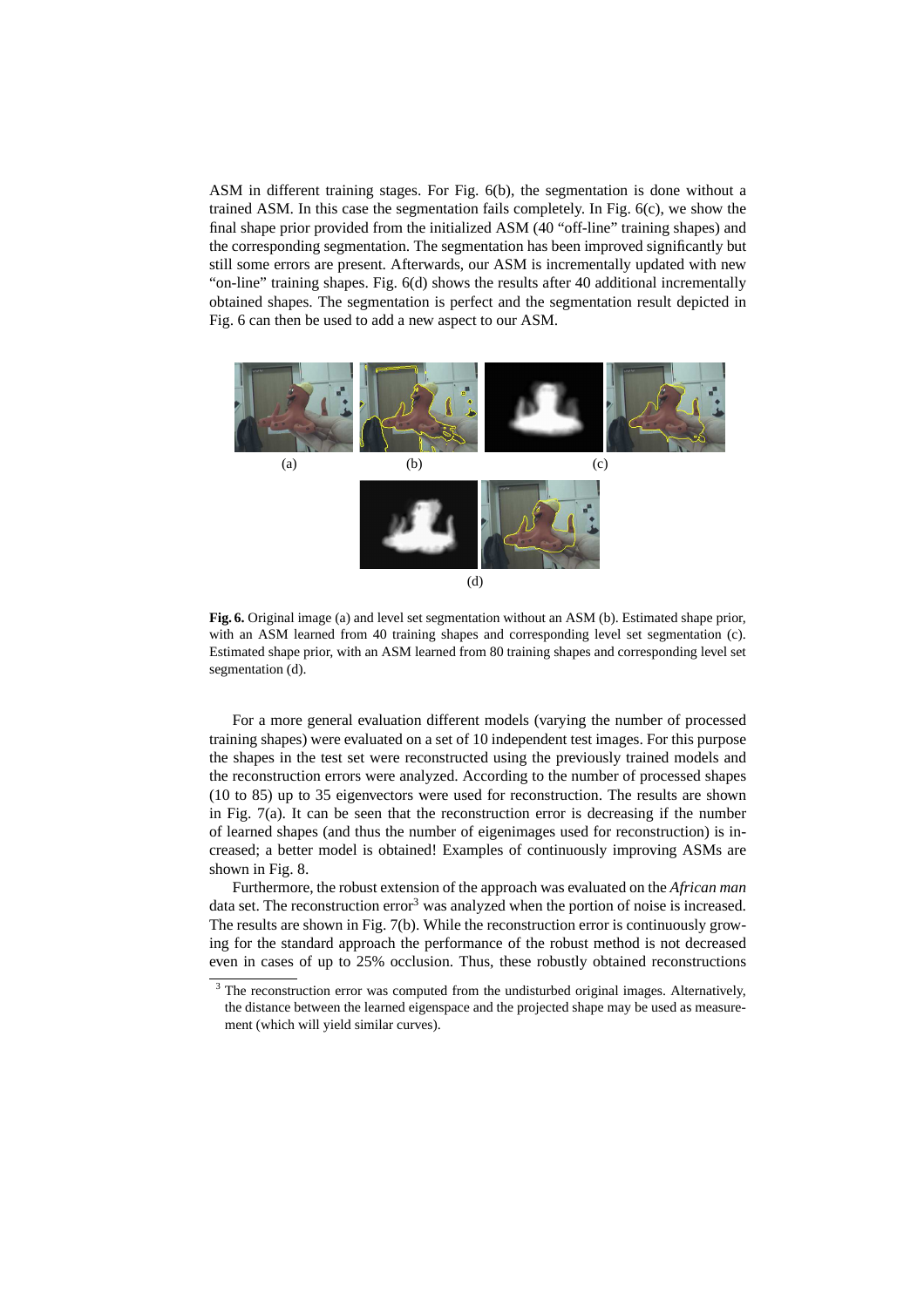ASM in different training stages. For Fig. 6(b), the segmentation is done without a trained ASM. In this case the segmentation fails completely. In Fig. 6(c), we show the final shape prior provided from the initialized ASM (40 "off-line" training shapes) and the corresponding segmentation. The segmentation has been improved significantly but still some errors are present. Afterwards, our ASM is incrementally updated with new "on-line" training shapes. Fig. 6(d) shows the results after 40 additional incrementally obtained shapes. The segmentation is perfect and the segmentation result depicted in Fig. 6 can then be used to add a new aspect to our ASM.

(a) (b) (c)

(d)

**Fig. 6.** Original image (a) and level set segmentation without an ASM (b). Estimated shape prior, with an ASM learned from 40 training shapes and corresponding level set segmentation (c). Estimated shape prior, with an ASM learned from 80 training shapes and corresponding level set segmentation (d).

For a more general evaluation different models (varying the number of processed training shapes) were evaluated on a set of 10 independent test images. For this purpose the shapes in the test set were reconstructed using the previously trained models and the reconstruction errors were analyzed. According to the number of processed shapes (10 to 85) up to 35 eigenvectors were used for reconstruction. The results are shown in Fig. 7(a). It can be seen that the reconstruction error is decreasing if the number of learned shapes (and thus the number of eigenimages used for reconstruction) is increased; a better model is obtained! Examples of continuously improving ASMs are shown in Fig. 8.

Furthermore, the robust extension of the approach was evaluated on the *African man* data set. The reconstruction error[3] was analyzed when the portion of noise is increased. The results are shown in Fig. 7(b). While the reconstruction error is continuously growing for the standard approach the performance of the robust method is not decreased even in cases of up to 25% occlusion. Thus, these robustly obtained reconstructions

[3] The reconstruction error was computed from the undisturbed original images. Alternatively, the distance between the learned eigenspace and the projected shape may be used as measurement (which will yield similar curves).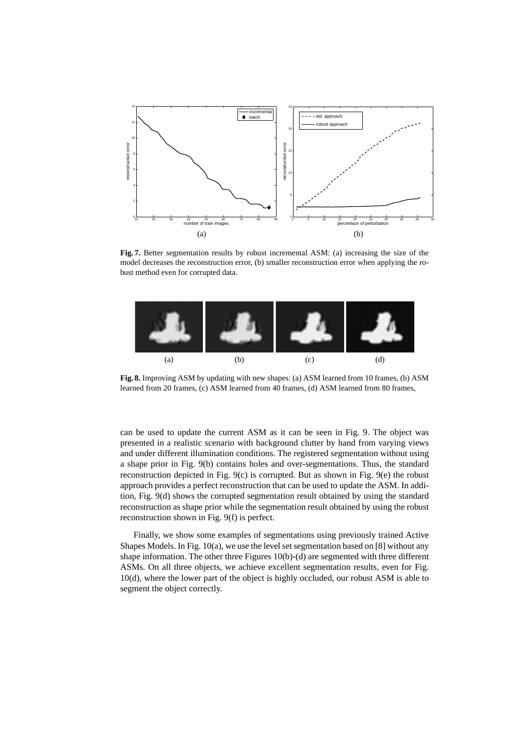**Fig. 7.** Better segmentation results by robust incremental ASM: (a) increasing the size of the model decreases the reconstruction error, (b) smaller reconstruction error when applying the robust method even for corrupted data.

**Fig. 8.** Improving ASM by updating with new shapes: (a) ASM learned from 10 frames, (b) ASM learned from 20 frames, (c) ASM learned from 40 frames, (d) ASM learned from 80 frames,

can be used to update the current ASM as it can be seen in Fig. 9. The object was presented in a realistic scenario with background clutter by hand from varying views and under different illumination conditions. The registered segmentation without using a shape prior in Fig. 9(b) contains holes and over-segmentations. Thus, the standard reconstruction depicted in Fig. 9(c) is corrupted. But as shown in Fig. 9(e) the robust approach provides a perfect reconstruction that can be used to update the ASM. In addition, Fig. 9(d) shows the corrupted segmentation result obtained by using the standard reconstruction as shape prior while the segmentation result obtained by using the robust reconstruction shown in Fig. 9(f) is perfect.

Finally, we show some examples of segmentations using previously trained Active Shapes Models. In Fig. 10(a), we use the level set segmentation based on [8] without any shape information. The other three Figures 10(b)-(d) are segmented with three different ASMs. On all three objects, we achieve excellent segmentation results, even for Fig. 10(d), where the lower part of the object is highly occluded, our robust ASM is able to segment the object correctly.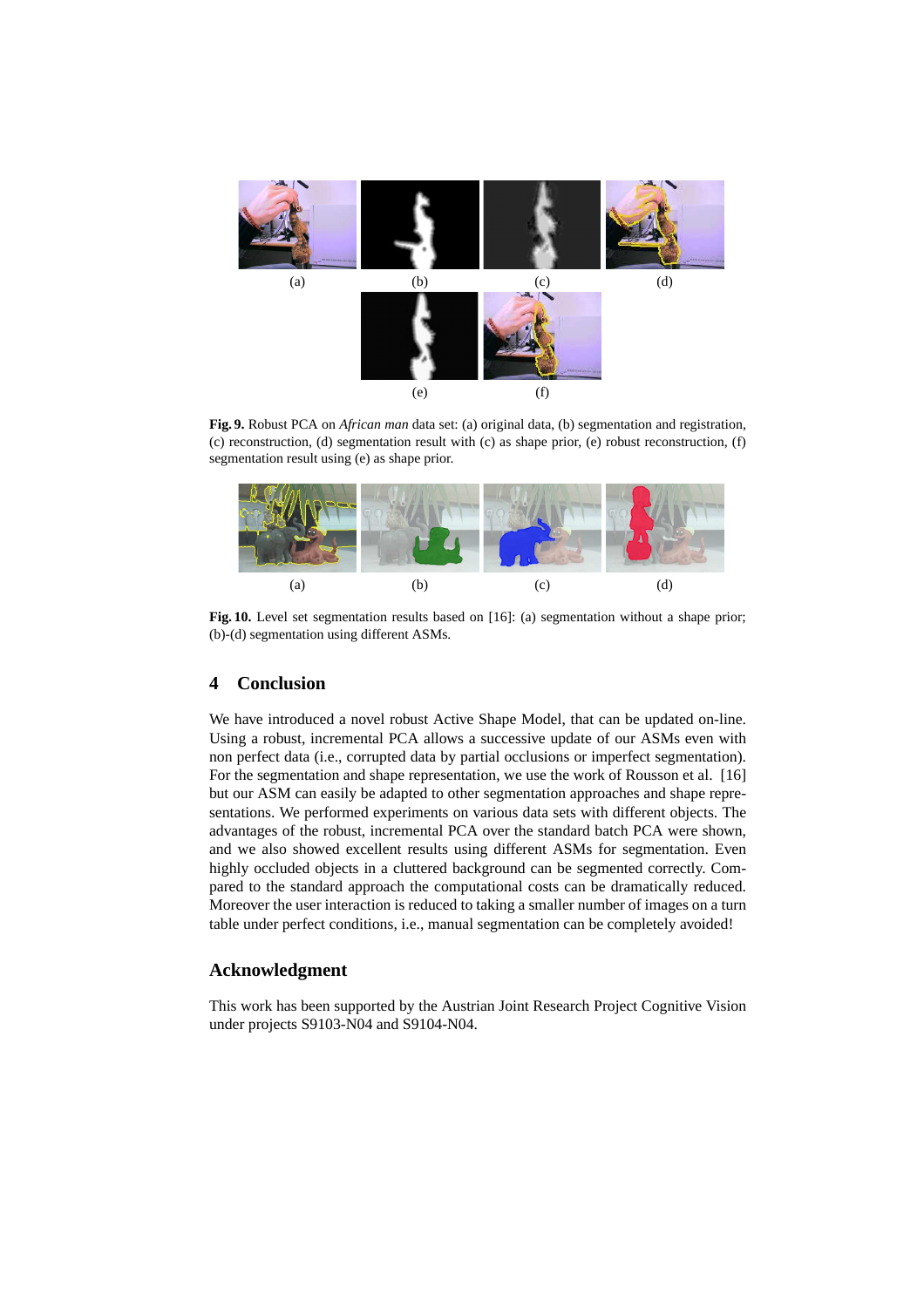(a) (b) (c) (d)

(e) (f)

**Fig. 9.** Robust PCA on *African man* data set: (a) original data, (b) segmentation and registration, (c) reconstruction, (d) segmentation result with (c) as shape prior, (e) robust reconstruction, (f) segmentation result using (e) as shape prior.

(a) (b) (c) (d)

**Fig. 10.** Level set segmentation results based on [16]: (a) segmentation without a shape prior; (b)-(d) segmentation using different ASMs.

## 4 Conclusion

We have introduced a novel robust Active Shape Model, that can be updated on-line. Using a robust, incremental PCA allows a successive update of our ASMs even with non perfect data (i.e., corrupted data by partial occlusions or imperfect segmentation). For the segmentation and shape representation, we use the work of Rousson et al. [16] but our ASM can easily be adapted to other segmentation approaches and shape representations. We performed experiments on various data sets with different objects. The advantages of the robust, incremental PCA over the standard batch PCA were shown, and we also showed excellent results using different ASMs for segmentation. Even highly occluded objects in a cluttered background can be segmented correctly. Compared to the standard approach the computational costs can be dramatically reduced. Moreover the user interaction is reduced to taking a smaller number of images on a turn table under perfect conditions, i.e., manual segmentation can be completely avoided!

## Acknowledgment

This work has been supported by the Austrian Joint Research Project Cognitive Vision under projects S9103-N04 and S9104-N04.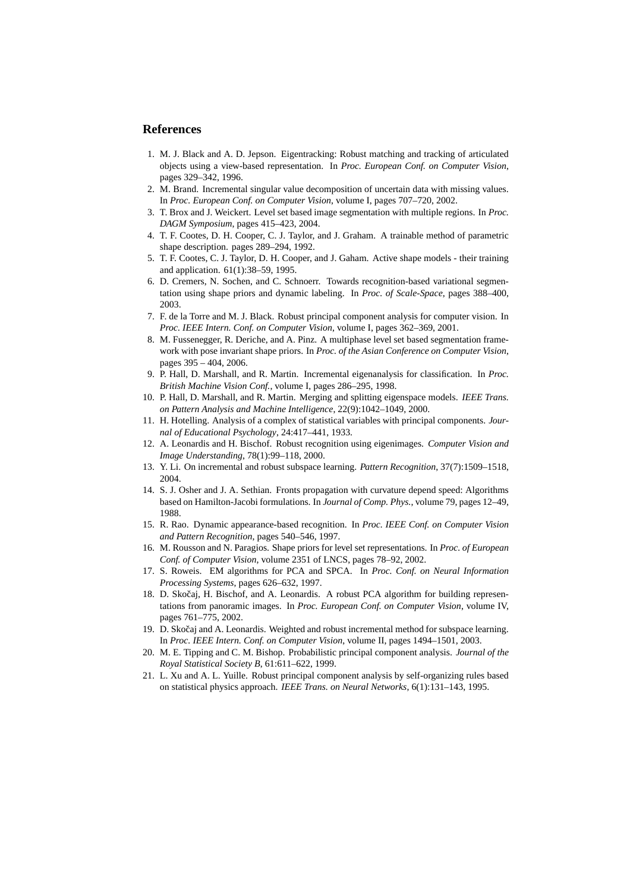## References

1. M. J. Black and A. D. Jepson. Eigentracking: Robust matching and tracking of articulated objects using a view-based representation. In *Proc. European Conf. on Computer Vision*, pages 329–342, 1996.
2. M. Brand. Incremental singular value decomposition of uncertain data with missing values. In *Proc. European Conf. on Computer Vision*, volume I, pages 707–720, 2002.
3. T. Brox and J. Weickert. Level set based image segmentation with multiple regions. In *Proc. DAGM Symposium*, pages 415–423, 2004.
4. T. F. Cootes, D. H. Cooper, C. J. Taylor, and J. Graham. A trainable method of parametric shape description. pages 289–294, 1992.
5. T. F. Cootes, C. J. Taylor, D. H. Cooper, and J. Gaham. Active shape models - their training and application. 61(1):38–59, 1995.
6. D. Cremers, N. Sochen, and C. Schnoerr. Towards recognition-based variational segmentation using shape priors and dynamic labeling. In *Proc. of Scale-Space*, pages 388–400, 2003.
7. F. de la Torre and M. J. Black. Robust principal component analysis for computer vision. In *Proc. IEEE Intern. Conf. on Computer Vision*, volume I, pages 362–369, 2001.
8. M. Fussenegger, R. Deriche, and A. Pinz. A multiphase level set based segmentation framework with pose invariant shape priors. In *Proc. of the Asian Conference on Computer Vision*, pages 395 – 404, 2006.
9. P. Hall, D. Marshall, and R. Martin. Incremental eigenanalysis for classification. In *Proc. British Machine Vision Conf.*, volume I, pages 286–295, 1998.
10. P. Hall, D. Marshall, and R. Martin. Merging and splitting eigenspace models. *IEEE Trans. on Pattern Analysis and Machine Intelligence*, 22(9):1042–1049, 2000.
11. H. Hotelling. Analysis of a complex of statistical variables with principal components. *Journal of Educational Psychology*, 24:417–441, 1933.
12. A. Leonardis and H. Bischof. Robust recognition using eigenimages. *Computer Vision and Image Understanding*, 78(1):99–118, 2000.
13. Y. Li. On incremental and robust subspace learning. *Pattern Recognition*, 37(7):1509–1518, 2004.
14. S. J. Osher and J. A. Sethian. Fronts propagation with curvature depend speed: Algorithms based on Hamilton-Jacobi formulations. In *Journal of Comp. Phys.*, volume 79, pages 12–49, 1988.
15. R. Rao. Dynamic appearance-based recognition. In *Proc. IEEE Conf. on Computer Vision and Pattern Recognition*, pages 540–546, 1997.
16. M. Rousson and N. Paragios. Shape priors for level set representations. In *Proc. of European Conf. of Computer Vision*, volume 2351 of LNCS, pages 78–92, 2002.
17. S. Roweis. EM algorithms for PCA and SPCA. In *Proc. Conf. on Neural Information Processing Systems*, pages 626–632, 1997.
18. D. Skočaj, H. Bischof, and A. Leonardis. A robust PCA algorithm for building representations from panoramic images. In *Proc. European Conf. on Computer Vision*, volume IV, pages 761–775, 2002.
19. D. Skočaj and A. Leonardis. Weighted and robust incremental method for subspace learning. In *Proc. IEEE Intern. Conf. on Computer Vision*, volume II, pages 1494–1501, 2003.
20. M. E. Tipping and C. M. Bishop. Probabilistic principal component analysis. *Journal of the Royal Statistical Society B*, 61:611–622, 1999.
21. L. Xu and A. L. Yuille. Robust principal component analysis by self-organizing rules based on statistical physics approach. *IEEE Trans. on Neural Networks*, 6(1):131–143, 1995.